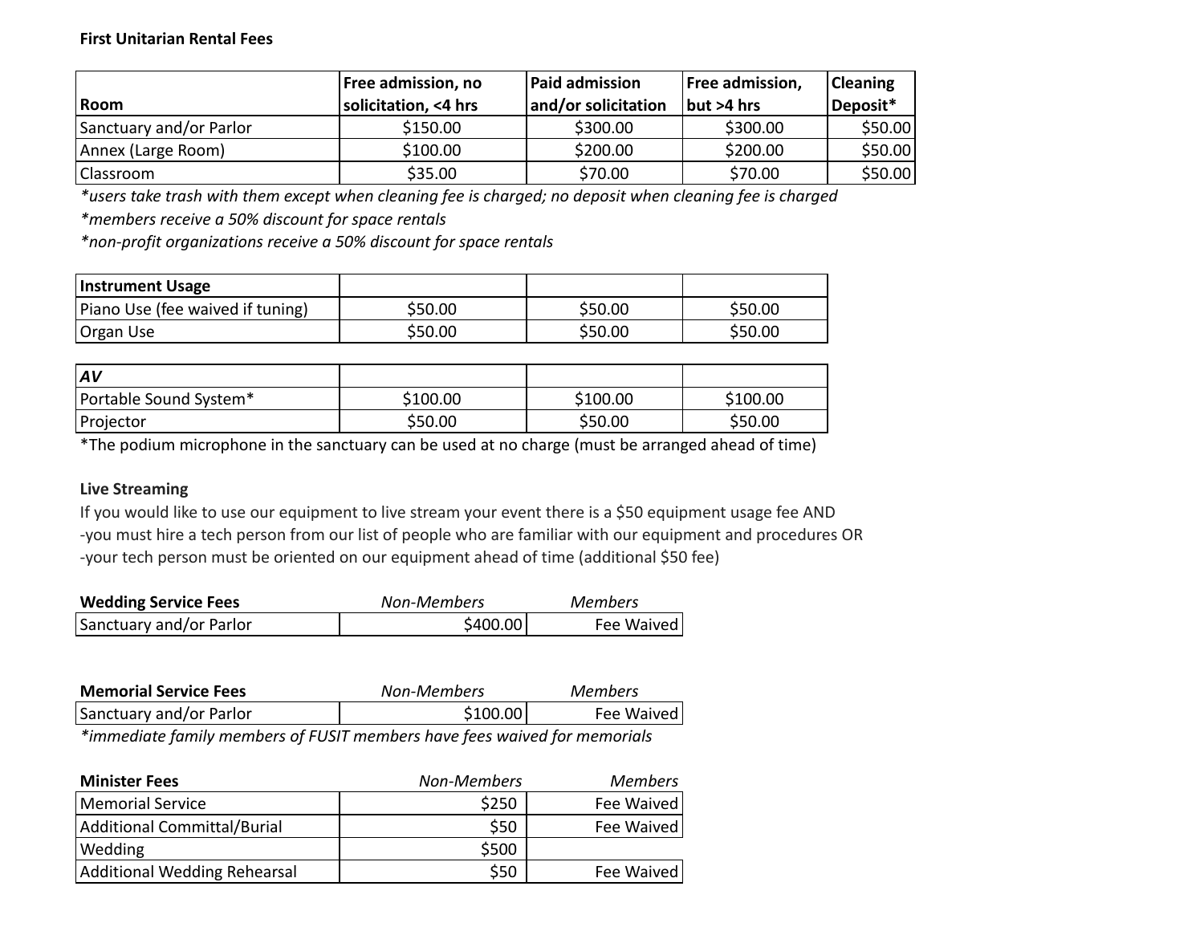**First Unitarian Rental Fees**

| Room | Free admission, no solicitation, <4 hrs | Paid admission and/or solicitation | Free admission, but >4 hrs | Cleaning Deposit* |
|---|---|---|---|---|
| Sanctuary and/or Parlor | $150.00 | $300.00 | $300.00 | $50.00 |
| Annex (Large Room) | $100.00 | $200.00 | $200.00 | $50.00 |
| Classroom | $35.00 | $70.00 | $70.00 | $50.00 |

*users take trash with them except when cleaning fee is charged; no deposit when cleaning fee is charged*

*members receive a 50% discount for space rentals*

*non-profit organizations receive a 50% discount for space rentals*

| Instrument Usage | | | |
|---|---|---|---|
| Piano Use (fee waived if tuning) | $50.00 | $50.00 | $50.00 |
| Organ Use | $50.00 | $50.00 | $50.00 |

| *AV* | | | |
|---|---|---|---|
| Portable Sound System* | $100.00 | $100.00 | $100.00 |
| Projector | $50.00 | $50.00 | $50.00 |

*The podium microphone in the sanctuary can be used at no charge (must be arranged ahead of time)

**Live Streaming**

If you would like to use our equipment to live stream your event there is a $50 equipment usage fee AND
-you must hire a tech person from our list of people who are familiar with our equipment and procedures OR
-your tech person must be oriented on our equipment ahead of time (additional $50 fee)

| **Wedding Service Fees** | *Non-Members* | *Members* |
|---|---|---|
| Sanctuary and/or Parlor | $400.00 | Fee Waived |

| **Memorial Service Fees** | *Non-Members* | *Members* |
|---|---|---|
| Sanctuary and/or Parlor | $100.00 | Fee Waived |

*immediate family members of FUSIT members have fees waived for memorials*

| **Minister Fees** | *Non-Members* | *Members* |
|---|---|---|
| Memorial Service | $250 | Fee Waived |
| Additional Committal/Burial | $50 | Fee Waived |
| Wedding | $500 | |
| Additional Wedding Rehearsal | $50 | Fee Waived |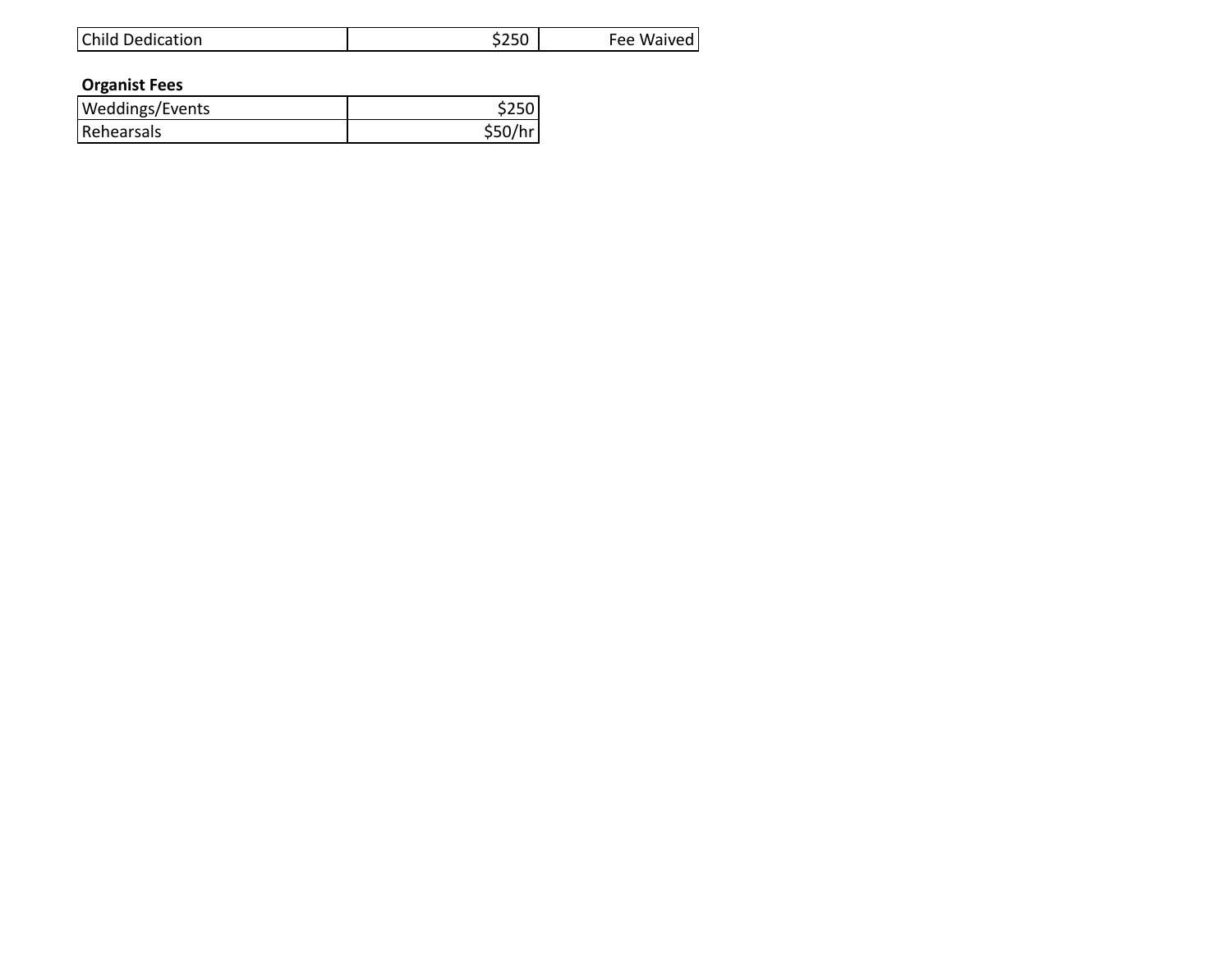| | | |
|---|---|---|
| Child Dedication | $250 | Fee Waived |

**Organist Fees**

| | |
|---|---|
| Weddings/Events | $250 |
| Rehearsals | $50/hr |